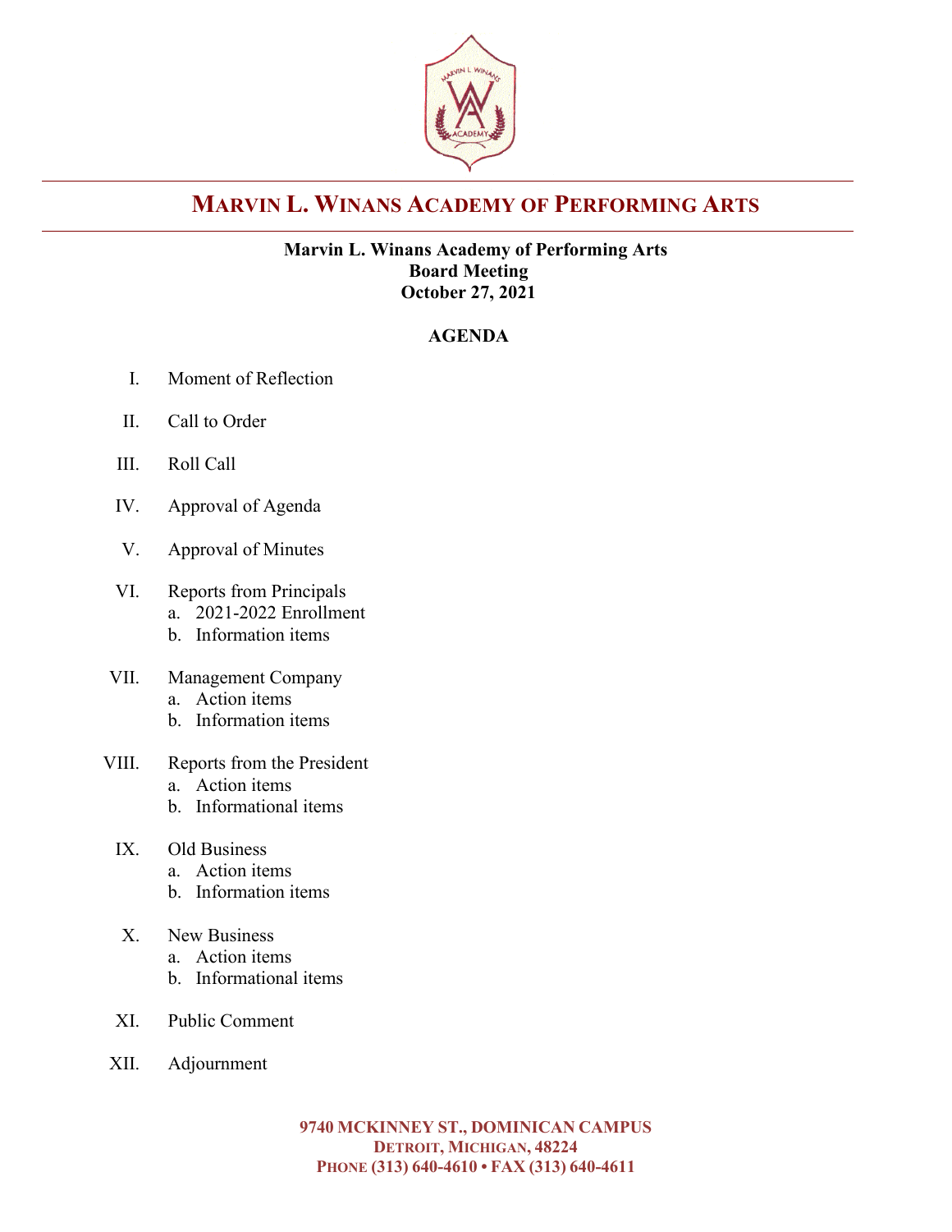# MARVIN L. WINANS ACADEMY OF PERFORMING ARTS

**Marvin L. Winans Academy of Performing Arts**
**Board Meeting**
**October 27, 2021**

## AGENDA

I. Moment of Reflection

II. Call to Order

III. Roll Call

IV. Approval of Agenda

V. Approval of Minutes

VI. Reports from Principals
   a. 2021-2022 Enrollment
   b. Information items

VII. Management Company
   a. Action items
   b. Information items

VIII. Reports from the President
   a. Action items
   b. Informational items

IX. Old Business
   a. Action items
   b. Information items

X. New Business
   a. Action items
   b. Informational items

XI. Public Comment

XII. Adjournment

**9740 MCKINNEY ST., DOMINICAN CAMPUS**
**DETROIT, MICHIGAN, 48224**
**PHONE (313) 640-4610 • FAX (313) 640-4611**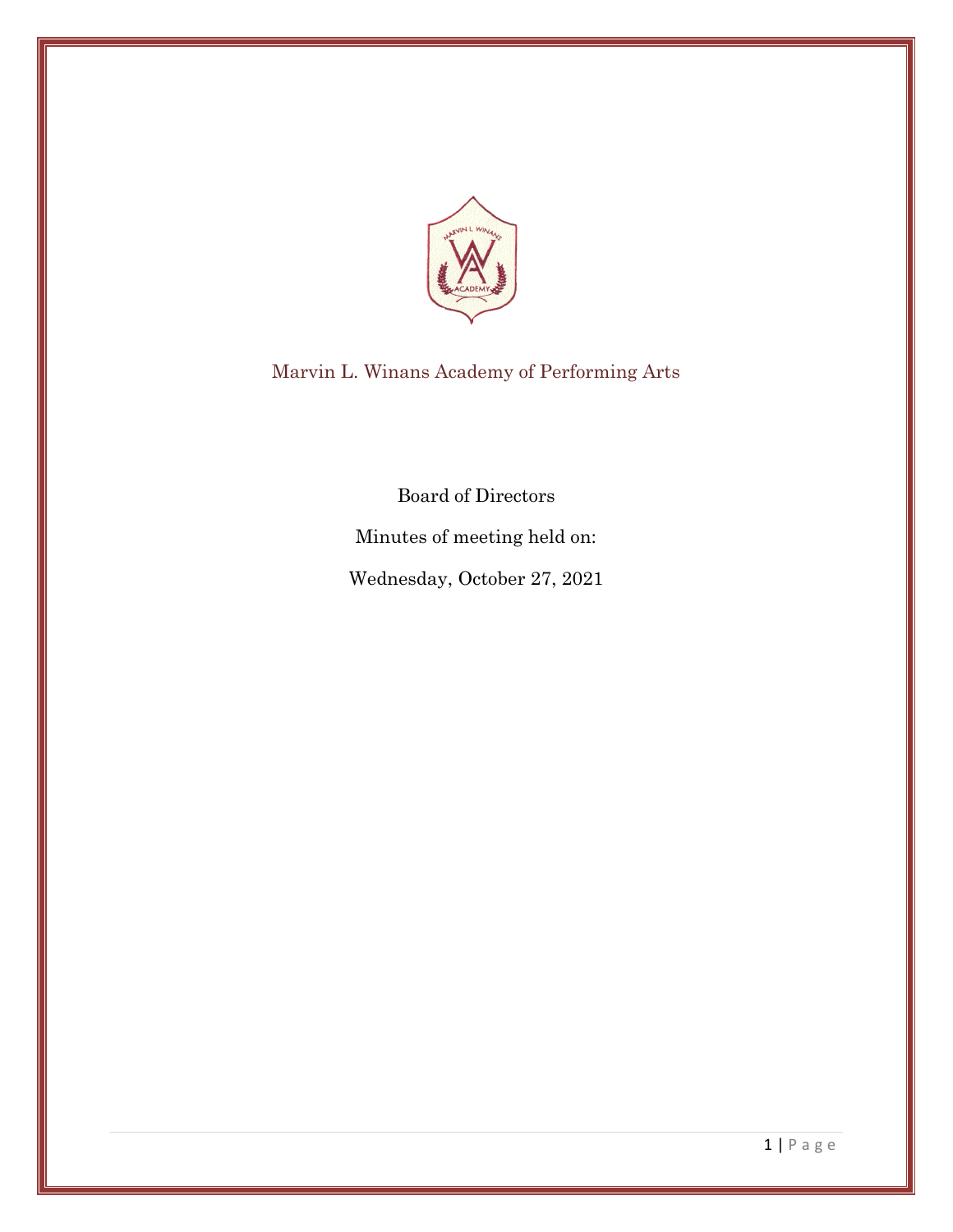Marvin L. Winans Academy of Performing Arts

Board of Directors

Minutes of meeting held on:

Wednesday, October 27, 2021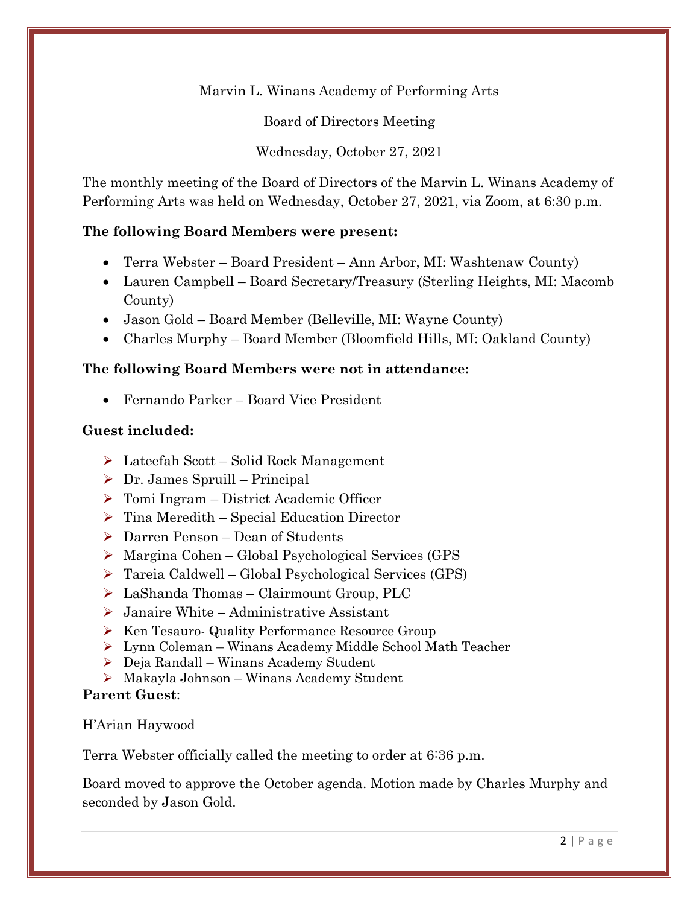Marvin L. Winans Academy of Performing Arts

Board of Directors Meeting

Wednesday, October 27, 2021

The monthly meeting of the Board of Directors of the Marvin L. Winans Academy of Performing Arts was held on Wednesday, October 27, 2021, via Zoom, at 6:30 p.m.

**The following Board Members were present:**

- Terra Webster – Board President – Ann Arbor, MI: Washtenaw County)
- Lauren Campbell – Board Secretary/Treasury (Sterling Heights, MI: Macomb County)
- Jason Gold – Board Member (Belleville, MI: Wayne County)
- Charles Murphy – Board Member (Bloomfield Hills, MI: Oakland County)

**The following Board Members were not in attendance:**

- Fernando Parker – Board Vice President

**Guest included:**

- Lateefah Scott – Solid Rock Management
- Dr. James Spruill – Principal
- Tomi Ingram – District Academic Officer
- Tina Meredith – Special Education Director
- Darren Penson – Dean of Students
- Margina Cohen – Global Psychological Services (GPS
- Tareia Caldwell – Global Psychological Services (GPS)
- LaShanda Thomas – Clairmount Group, PLC
- Janaire White – Administrative Assistant
- Ken Tesauro- Quality Performance Resource Group
- Lynn Coleman – Winans Academy Middle School Math Teacher
- Deja Randall – Winans Academy Student
- Makayla Johnson – Winans Academy Student

**Parent Guest**:

H'Arian Haywood

Terra Webster officially called the meeting to order at 6:36 p.m.

Board moved to approve the October agenda. Motion made by Charles Murphy and seconded by Jason Gold.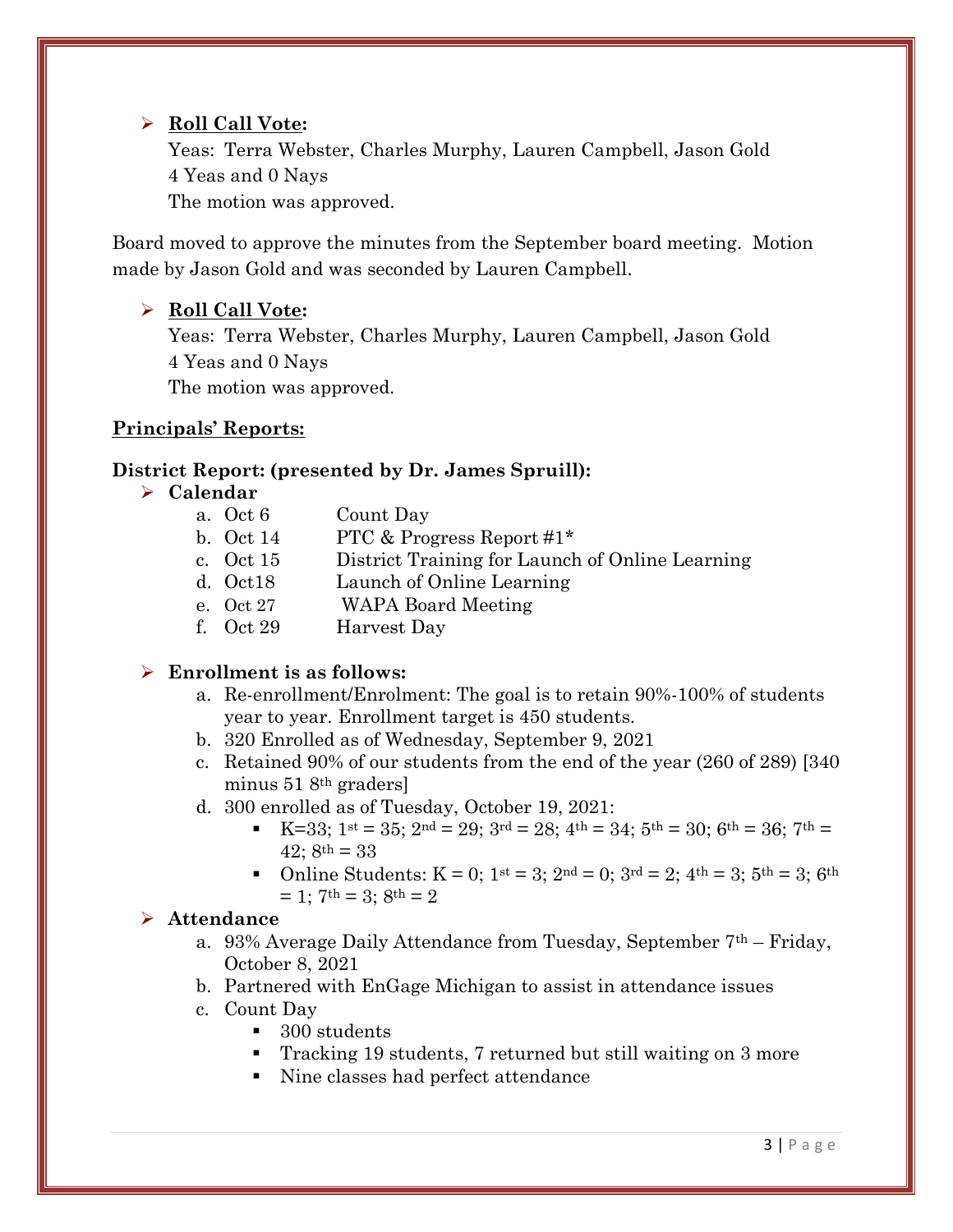- **Roll Call Vote:**
  Yeas: Terra Webster, Charles Murphy, Lauren Campbell, Jason Gold
  4 Yeas and 0 Nays
  The motion was approved.

Board moved to approve the minutes from the September board meeting. Motion made by Jason Gold and was seconded by Lauren Campbell.

- **Roll Call Vote:**
  Yeas: Terra Webster, Charles Murphy, Lauren Campbell, Jason Gold
  4 Yeas and 0 Nays
  The motion was approved.

**Principals' Reports:**

**District Report: (presented by Dr. James Spruill):**

- **Calendar**
  a. Oct 6 Count Day
  b. Oct 14 PTC & Progress Report #1*
  c. Oct 15 District Training for Launch of Online Learning
  d. Oct18 Launch of Online Learning
  e. Oct 27 WAPA Board Meeting
  f. Oct 29 Harvest Day

- **Enrollment is as follows:**
  a. Re-enrollment/Enrolment: The goal is to retain 90%-100% of students year to year. Enrollment target is 450 students.
  b. 320 Enrolled as of Wednesday, September 9, 2021
  c. Retained 90% of our students from the end of the year (260 of 289) [340 minus 51 8th graders]
  d. 300 enrolled as of Tuesday, October 19, 2021:
     - K=33; 1st = 35; 2nd = 29; 3rd = 28; 4th = 34; 5th = 30; 6th = 36; 7th = 42; 8th = 33
     - Online Students: K = 0; 1st = 3; 2nd = 0; 3rd = 2; 4th = 3; 5th = 3; 6th = 1; 7th = 3; 8th = 2

- **Attendance**
  a. 93% Average Daily Attendance from Tuesday, September 7th – Friday, October 8, 2021
  b. Partnered with EnGage Michigan to assist in attendance issues
  c. Count Day
     - 300 students
     - Tracking 19 students, 7 returned but still waiting on 3 more
     - Nine classes had perfect attendance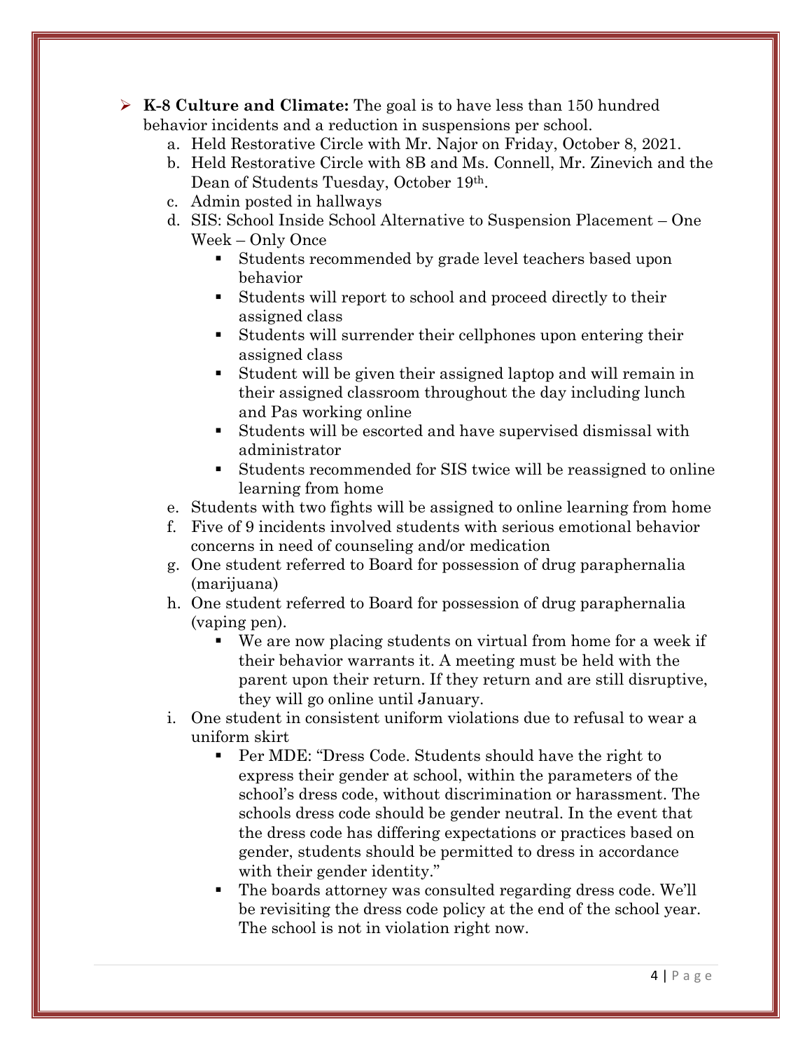- **K-8 Culture and Climate:** The goal is to have less than 150 hundred behavior incidents and a reduction in suspensions per school.
  a. Held Restorative Circle with Mr. Najor on Friday, October 8, 2021.
  b. Held Restorative Circle with 8B and Ms. Connell, Mr. Zinevich and the Dean of Students Tuesday, October 19th.
  c. Admin posted in hallways
  d. SIS: School Inside School Alternative to Suspension Placement – One Week – Only Once
     - Students recommended by grade level teachers based upon behavior
     - Students will report to school and proceed directly to their assigned class
     - Students will surrender their cellphones upon entering their assigned class
     - Student will be given their assigned laptop and will remain in their assigned classroom throughout the day including lunch and Pas working online
     - Students will be escorted and have supervised dismissal with administrator
     - Students recommended for SIS twice will be reassigned to online learning from home
  e. Students with two fights will be assigned to online learning from home
  f. Five of 9 incidents involved students with serious emotional behavior concerns in need of counseling and/or medication
  g. One student referred to Board for possession of drug paraphernalia (marijuana)
  h. One student referred to Board for possession of drug paraphernalia (vaping pen).
     - We are now placing students on virtual from home for a week if their behavior warrants it. A meeting must be held with the parent upon their return. If they return and are still disruptive, they will go online until January.
  i. One student in consistent uniform violations due to refusal to wear a uniform skirt
     - Per MDE: "Dress Code. Students should have the right to express their gender at school, within the parameters of the school's dress code, without discrimination or harassment. The schools dress code should be gender neutral. In the event that the dress code has differing expectations or practices based on gender, students should be permitted to dress in accordance with their gender identity."
     - The boards attorney was consulted regarding dress code. We'll be revisiting the dress code policy at the end of the school year. The school is not in violation right now.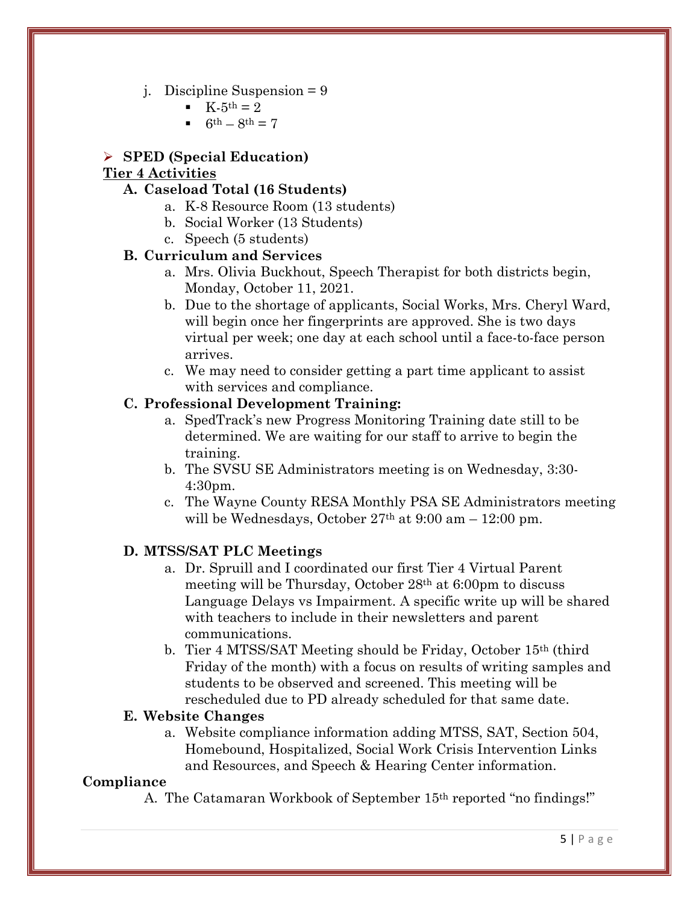j. Discipline Suspension = 9
   - K-5th = 2
   - 6th – 8th = 7

- **SPED (Special Education)**

**Tier 4 Activities**

**A. Caseload Total (16 Students)**

a. K-8 Resource Room (13 students)
b. Social Worker (13 Students)
c. Speech (5 students)

**B. Curriculum and Services**

a. Mrs. Olivia Buckhout, Speech Therapist for both districts begin, Monday, October 11, 2021.
b. Due to the shortage of applicants, Social Works, Mrs. Cheryl Ward, will begin once her fingerprints are approved. She is two days virtual per week; one day at each school until a face-to-face person arrives.
c. We may need to consider getting a part time applicant to assist with services and compliance.

**C. Professional Development Training:**

a. SpedTrack's new Progress Monitoring Training date still to be determined. We are waiting for our staff to arrive to begin the training.
b. The SVSU SE Administrators meeting is on Wednesday, 3:30-4:30pm.
c. The Wayne County RESA Monthly PSA SE Administrators meeting will be Wednesdays, October 27th at 9:00 am – 12:00 pm.

**D. MTSS/SAT PLC Meetings**

a. Dr. Spruill and I coordinated our first Tier 4 Virtual Parent meeting will be Thursday, October 28th at 6:00pm to discuss Language Delays vs Impairment. A specific write up will be shared with teachers to include in their newsletters and parent communications.
b. Tier 4 MTSS/SAT Meeting should be Friday, October 15th (third Friday of the month) with a focus on results of writing samples and students to be observed and screened. This meeting will be rescheduled due to PD already scheduled for that same date.

**E. Website Changes**

a. Website compliance information adding MTSS, SAT, Section 504, Homebound, Hospitalized, Social Work Crisis Intervention Links and Resources, and Speech & Hearing Center information.

**Compliance**

A. The Catamaran Workbook of September 15th reported "no findings!"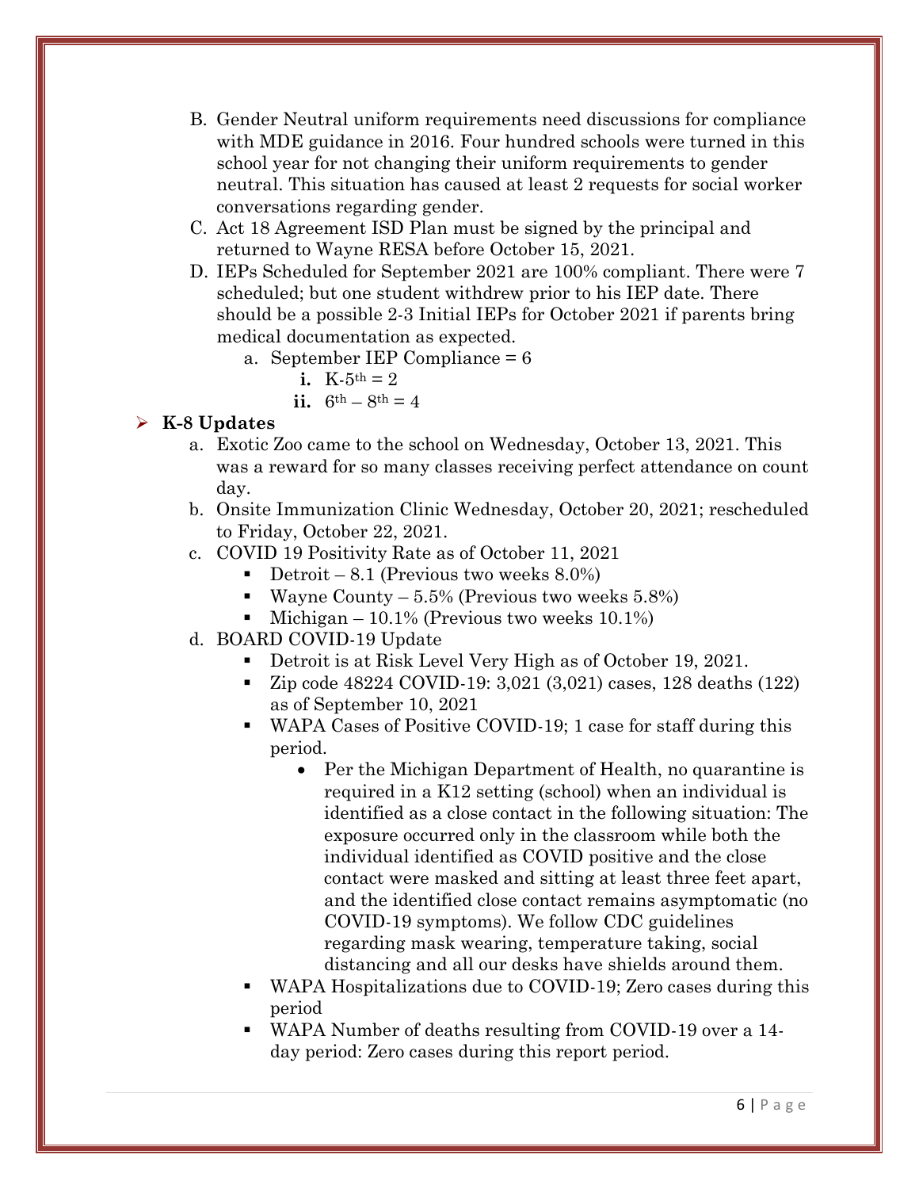B. Gender Neutral uniform requirements need discussions for compliance with MDE guidance in 2016. Four hundred schools were turned in this school year for not changing their uniform requirements to gender neutral. This situation has caused at least 2 requests for social worker conversations regarding gender.

C. Act 18 Agreement ISD Plan must be signed by the principal and returned to Wayne RESA before October 15, 2021.

D. IEPs Scheduled for September 2021 are 100% compliant. There were 7 scheduled; but one student withdrew prior to his IEP date. There should be a possible 2-3 Initial IEPs for October 2021 if parents bring medical documentation as expected.

   a. September IEP Compliance = 6
      - **i.** K-5th = 2
      - **ii.** 6th – 8th = 4

- **K-8 Updates**
   - a. Exotic Zoo came to the school on Wednesday, October 13, 2021. This was a reward for so many classes receiving perfect attendance on count day.
   - b. Onsite Immunization Clinic Wednesday, October 20, 2021; rescheduled to Friday, October 22, 2021.
   - c. COVID 19 Positivity Rate as of October 11, 2021
      - Detroit – 8.1 (Previous two weeks 8.0%)
      - Wayne County – 5.5% (Previous two weeks 5.8%)
      - Michigan – 10.1% (Previous two weeks 10.1%)
   - d. BOARD COVID-19 Update
      - Detroit is at Risk Level Very High as of October 19, 2021.
      - Zip code 48224 COVID-19: 3,021 (3,021) cases, 128 deaths (122) as of September 10, 2021
      - WAPA Cases of Positive COVID-19; 1 case for staff during this period.
         - Per the Michigan Department of Health, no quarantine is required in a K12 setting (school) when an individual is identified as a close contact in the following situation: The exposure occurred only in the classroom while both the individual identified as COVID positive and the close contact were masked and sitting at least three feet apart, and the identified close contact remains asymptomatic (no COVID-19 symptoms). We follow CDC guidelines regarding mask wearing, temperature taking, social distancing and all our desks have shields around them.
      - WAPA Hospitalizations due to COVID-19; Zero cases during this period
      - WAPA Number of deaths resulting from COVID-19 over a 14-day period: Zero cases during this report period.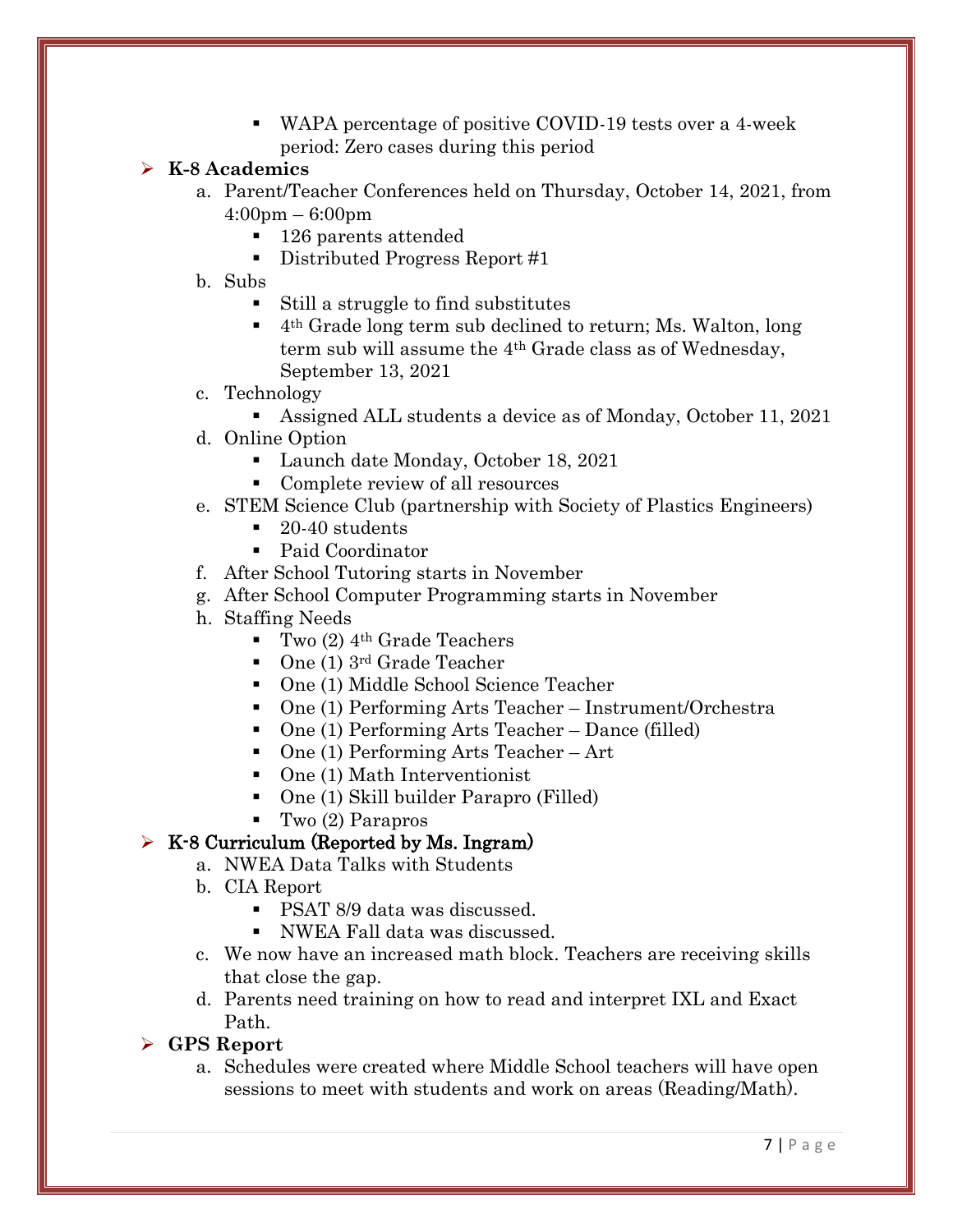- WAPA percentage of positive COVID-19 tests over a 4-week period: Zero cases during this period

- **K-8 Academics**
  a. Parent/Teacher Conferences held on Thursday, October 14, 2021, from 4:00pm – 6:00pm
     - 126 parents attended
     - Distributed Progress Report #1
  b. Subs
     - Still a struggle to find substitutes
     - 4th Grade long term sub declined to return; Ms. Walton, long term sub will assume the 4th Grade class as of Wednesday, September 13, 2021
  c. Technology
     - Assigned ALL students a device as of Monday, October 11, 2021
  d. Online Option
     - Launch date Monday, October 18, 2021
     - Complete review of all resources
  e. STEM Science Club (partnership with Society of Plastics Engineers)
     - 20-40 students
     - Paid Coordinator
  f. After School Tutoring starts in November
  g. After School Computer Programming starts in November
  h. Staffing Needs
     - Two (2) 4th Grade Teachers
     - One (1) 3rd Grade Teacher
     - One (1) Middle School Science Teacher
     - One (1) Performing Arts Teacher – Instrument/Orchestra
     - One (1) Performing Arts Teacher – Dance (filled)
     - One (1) Performing Arts Teacher – Art
     - One (1) Math Interventionist
     - One (1) Skill builder Parapro (Filled)
     - Two (2) Parapros

- K-8 Curriculum (Reported by Ms. Ingram)
  a. NWEA Data Talks with Students
  b. CIA Report
     - PSAT 8/9 data was discussed.
     - NWEA Fall data was discussed.
  c. We now have an increased math block. Teachers are receiving skills that close the gap.
  d. Parents need training on how to read and interpret IXL and Exact Path.

- **GPS Report**
  a. Schedules were created where Middle School teachers will have open sessions to meet with students and work on areas (Reading/Math).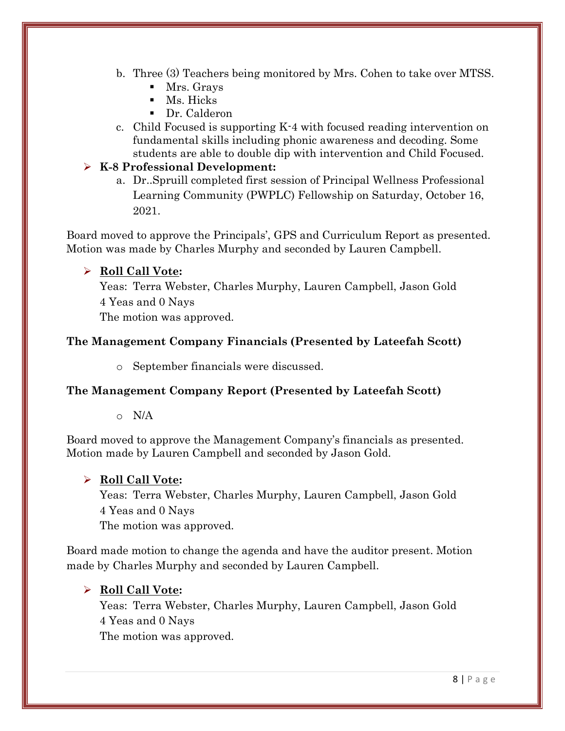b. Three (3) Teachers being monitored by Mrs. Cohen to take over MTSS.
   - Mrs. Grays
   - Ms. Hicks
   - Dr. Calderon

c. Child Focused is supporting K-4 with focused reading intervention on fundamental skills including phonic awareness and decoding. Some students are able to double dip with intervention and Child Focused.

- **K-8 Professional Development:**

  a. Dr..Spruill completed first session of Principal Wellness Professional Learning Community (PWPLC) Fellowship on Saturday, October 16, 2021.

Board moved to approve the Principals', GPS and Curriculum Report as presented. Motion was made by Charles Murphy and seconded by Lauren Campbell.

- **Roll Call Vote:**

  Yeas: Terra Webster, Charles Murphy, Lauren Campbell, Jason Gold
  4 Yeas and 0 Nays
  The motion was approved.

**The Management Company Financials (Presented by Lateefah Scott)**

- September financials were discussed.

**The Management Company Report (Presented by Lateefah Scott)**

- N/A

Board moved to approve the Management Company's financials as presented. Motion made by Lauren Campbell and seconded by Jason Gold.

- **Roll Call Vote:**

  Yeas: Terra Webster, Charles Murphy, Lauren Campbell, Jason Gold
  4 Yeas and 0 Nays
  The motion was approved.

Board made motion to change the agenda and have the auditor present. Motion made by Charles Murphy and seconded by Lauren Campbell.

- **Roll Call Vote:**

  Yeas: Terra Webster, Charles Murphy, Lauren Campbell, Jason Gold
  4 Yeas and 0 Nays
  The motion was approved.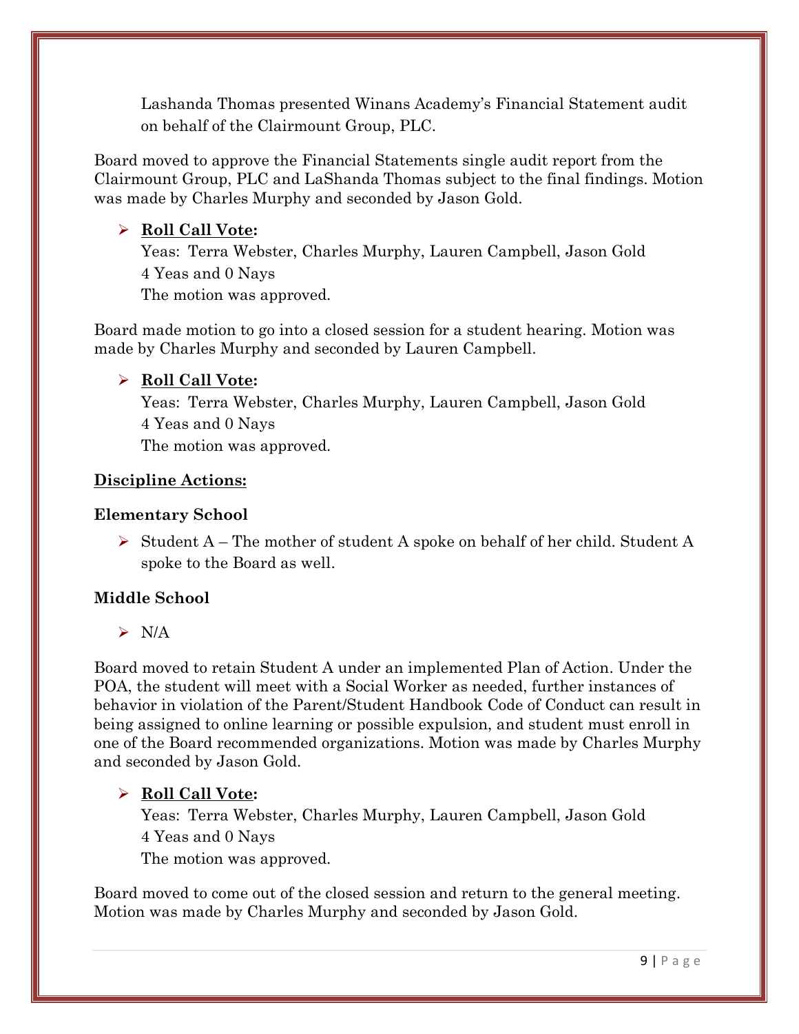Lashanda Thomas presented Winans Academy's Financial Statement audit on behalf of the Clairmount Group, PLC.

Board moved to approve the Financial Statements single audit report from the Clairmount Group, PLC and LaShanda Thomas subject to the final findings. Motion was made by Charles Murphy and seconded by Jason Gold.

- **Roll Call Vote:**
  Yeas: Terra Webster, Charles Murphy, Lauren Campbell, Jason Gold
  4 Yeas and 0 Nays
  The motion was approved.

Board made motion to go into a closed session for a student hearing. Motion was made by Charles Murphy and seconded by Lauren Campbell.

- **Roll Call Vote:**
  Yeas: Terra Webster, Charles Murphy, Lauren Campbell, Jason Gold
  4 Yeas and 0 Nays
  The motion was approved.

**Discipline Actions:**

**Elementary School**

- Student A – The mother of student A spoke on behalf of her child. Student A spoke to the Board as well.

**Middle School**

- N/A

Board moved to retain Student A under an implemented Plan of Action. Under the POA, the student will meet with a Social Worker as needed, further instances of behavior in violation of the Parent/Student Handbook Code of Conduct can result in being assigned to online learning or possible expulsion, and student must enroll in one of the Board recommended organizations. Motion was made by Charles Murphy and seconded by Jason Gold.

- **Roll Call Vote:**
  Yeas: Terra Webster, Charles Murphy, Lauren Campbell, Jason Gold
  4 Yeas and 0 Nays
  The motion was approved.

Board moved to come out of the closed session and return to the general meeting. Motion was made by Charles Murphy and seconded by Jason Gold.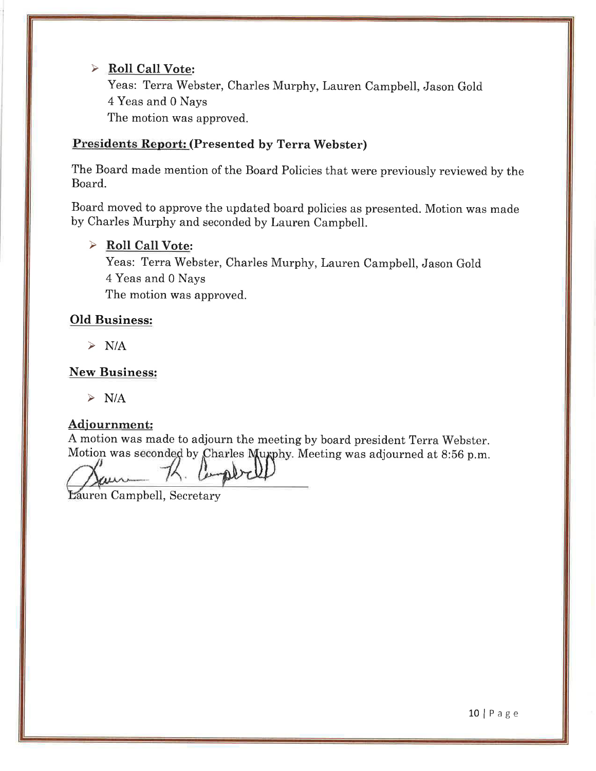- **Roll Call Vote:**
  Yeas: Terra Webster, Charles Murphy, Lauren Campbell, Jason Gold
  4 Yeas and 0 Nays
  The motion was approved.

**Presidents Report: (Presented by Terra Webster)**

The Board made mention of the Board Policies that were previously reviewed by the Board.

Board moved to approve the updated board policies as presented. Motion was made by Charles Murphy and seconded by Lauren Campbell.

- **Roll Call Vote:**
  Yeas: Terra Webster, Charles Murphy, Lauren Campbell, Jason Gold
  4 Yeas and 0 Nays
  The motion was approved.

**Old Business:**

- N/A

**New Business:**

- N/A

**Adjournment:**

A motion was made to adjourn the meeting by board president Terra Webster. Motion was seconded by Charles Murphy. Meeting was adjourned at 8:56 p.m.

Lauren Campbell, Secretary